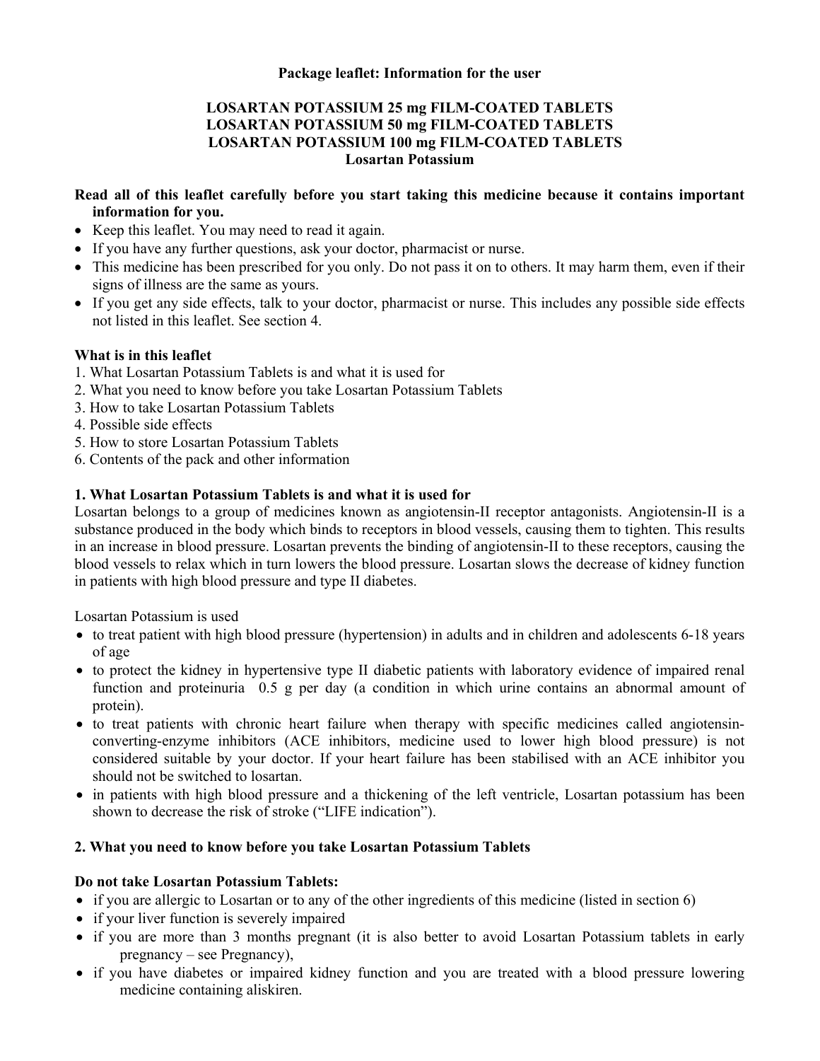**Package leaflet: Information for the user**

**LOSARTAN POTASSIUM 25 mg FILM-COATED TABLETS**
**LOSARTAN POTASSIUM 50 mg FILM-COATED TABLETS**
**LOSARTAN POTASSIUM 100 mg FILM-COATED TABLETS**
**Losartan Potassium**

**Read all of this leaflet carefully before you start taking this medicine because it contains important information for you.**

- Keep this leaflet. You may need to read it again.
- If you have any further questions, ask your doctor, pharmacist or nurse.
- This medicine has been prescribed for you only. Do not pass it on to others. It may harm them, even if their signs of illness are the same as yours.
- If you get any side effects, talk to your doctor, pharmacist or nurse. This includes any possible side effects not listed in this leaflet. See section 4.

**What is in this leaflet**

1. What Losartan Potassium Tablets is and what it is used for
2. What you need to know before you take Losartan Potassium Tablets
3. How to take Losartan Potassium Tablets
4. Possible side effects
5. How to store Losartan Potassium Tablets
6. Contents of the pack and other information

## 1. What Losartan Potassium Tablets is and what it is used for

Losartan belongs to a group of medicines known as angiotensin-II receptor antagonists. Angiotensin-II is a substance produced in the body which binds to receptors in blood vessels, causing them to tighten. This results in an increase in blood pressure. Losartan prevents the binding of angiotensin-II to these receptors, causing the blood vessels to relax which in turn lowers the blood pressure. Losartan slows the decrease of kidney function in patients with high blood pressure and type II diabetes.

Losartan Potassium is used

- to treat patient with high blood pressure (hypertension) in adults and in children and adolescents 6-18 years of age
- to protect the kidney in hypertensive type II diabetic patients with laboratory evidence of impaired renal function and proteinuria 0.5 g per day (a condition in which urine contains an abnormal amount of protein).
- to treat patients with chronic heart failure when therapy with specific medicines called angiotensin-converting-enzyme inhibitors (ACE inhibitors, medicine used to lower high blood pressure) is not considered suitable by your doctor. If your heart failure has been stabilised with an ACE inhibitor you should not be switched to losartan.
- in patients with high blood pressure and a thickening of the left ventricle, Losartan potassium has been shown to decrease the risk of stroke ("LIFE indication").

## 2. What you need to know before you take Losartan Potassium Tablets

**Do not take Losartan Potassium Tablets:**

- if you are allergic to Losartan or to any of the other ingredients of this medicine (listed in section 6)
- if your liver function is severely impaired
- if you are more than 3 months pregnant (it is also better to avoid Losartan Potassium tablets in early pregnancy – see Pregnancy),
- if you have diabetes or impaired kidney function and you are treated with a blood pressure lowering medicine containing aliskiren.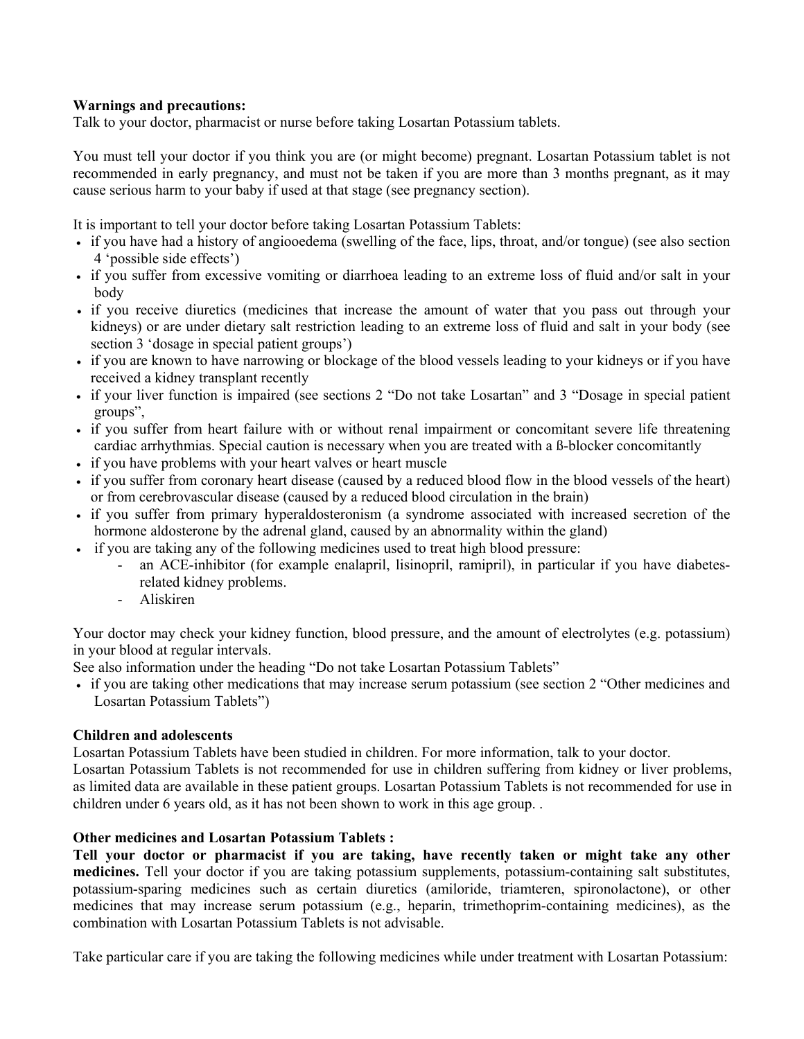**Warnings and precautions:**
Talk to your doctor, pharmacist or nurse before taking Losartan Potassium tablets.

You must tell your doctor if you think you are (or might become) pregnant. Losartan Potassium tablet is not recommended in early pregnancy, and must not be taken if you are more than 3 months pregnant, as it may cause serious harm to your baby if used at that stage (see pregnancy section).

It is important to tell your doctor before taking Losartan Potassium Tablets:

- if you have had a history of angiooedema (swelling of the face, lips, throat, and/or tongue) (see also section 4 'possible side effects')
- if you suffer from excessive vomiting or diarrhoea leading to an extreme loss of fluid and/or salt in your body
- if you receive diuretics (medicines that increase the amount of water that you pass out through your kidneys) or are under dietary salt restriction leading to an extreme loss of fluid and salt in your body (see section 3 'dosage in special patient groups')
- if you are known to have narrowing or blockage of the blood vessels leading to your kidneys or if you have received a kidney transplant recently
- if your liver function is impaired (see sections 2 "Do not take Losartan" and 3 "Dosage in special patient groups",
- if you suffer from heart failure with or without renal impairment or concomitant severe life threatening cardiac arrhythmias. Special caution is necessary when you are treated with a ß-blocker concomitantly
- if you have problems with your heart valves or heart muscle
- if you suffer from coronary heart disease (caused by a reduced blood flow in the blood vessels of the heart) or from cerebrovascular disease (caused by a reduced blood circulation in the brain)
- if you suffer from primary hyperaldosteronism (a syndrome associated with increased secretion of the hormone aldosterone by the adrenal gland, caused by an abnormality within the gland)
- if you are taking any of the following medicines used to treat high blood pressure:
  - an ACE-inhibitor (for example enalapril, lisinopril, ramipril), in particular if you have diabetes-related kidney problems.
  - Aliskiren

Your doctor may check your kidney function, blood pressure, and the amount of electrolytes (e.g. potassium) in your blood at regular intervals.
See also information under the heading "Do not take Losartan Potassium Tablets"

- if you are taking other medications that may increase serum potassium (see section 2 "Other medicines and Losartan Potassium Tablets")

**Children and adolescents**
Losartan Potassium Tablets have been studied in children. For more information, talk to your doctor.
Losartan Potassium Tablets is not recommended for use in children suffering from kidney or liver problems, as limited data are available in these patient groups. Losartan Potassium Tablets is not recommended for use in children under 6 years old, as it has not been shown to work in this age group. .

**Other medicines and Losartan Potassium Tablets :**
**Tell your doctor or pharmacist if you are taking, have recently taken or might take any other medicines.** Tell your doctor if you are taking potassium supplements, potassium-containing salt substitutes, potassium-sparing medicines such as certain diuretics (amiloride, triamteren, spironolactone), or other medicines that may increase serum potassium (e.g., heparin, trimethoprim-containing medicines), as the combination with Losartan Potassium Tablets is not advisable.

Take particular care if you are taking the following medicines while under treatment with Losartan Potassium: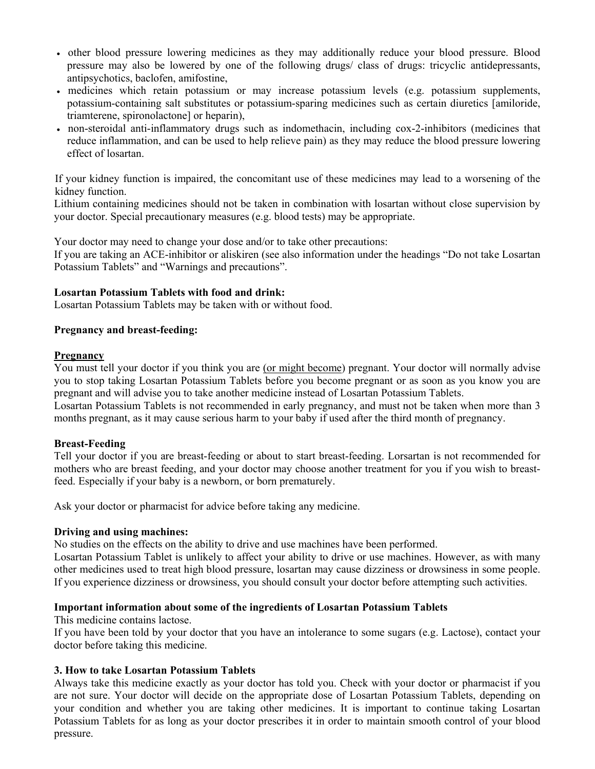- other blood pressure lowering medicines as they may additionally reduce your blood pressure. Blood pressure may also be lowered by one of the following drugs/ class of drugs: tricyclic antidepressants, antipsychotics, baclofen, amifostine,
- medicines which retain potassium or may increase potassium levels (e.g. potassium supplements, potassium-containing salt substitutes or potassium-sparing medicines such as certain diuretics [amiloride, triamterene, spironolactone] or heparin),
- non-steroidal anti-inflammatory drugs such as indomethacin, including cox-2-inhibitors (medicines that reduce inflammation, and can be used to help relieve pain) as they may reduce the blood pressure lowering effect of losartan.

If your kidney function is impaired, the concomitant use of these medicines may lead to a worsening of the kidney function.
Lithium containing medicines should not be taken in combination with losartan without close supervision by your doctor. Special precautionary measures (e.g. blood tests) may be appropriate.

Your doctor may need to change your dose and/or to take other precautions:
If you are taking an ACE-inhibitor or aliskiren (see also information under the headings "Do not take Losartan Potassium Tablets" and "Warnings and precautions".

**Losartan Potassium Tablets with food and drink:**
Losartan Potassium Tablets may be taken with or without food.

**Pregnancy and breast-feeding:**

**Pregnancy**
You must tell your doctor if you think you are (or might become) pregnant. Your doctor will normally advise you to stop taking Losartan Potassium Tablets before you become pregnant or as soon as you know you are pregnant and will advise you to take another medicine instead of Losartan Potassium Tablets.
Losartan Potassium Tablets is not recommended in early pregnancy, and must not be taken when more than 3 months pregnant, as it may cause serious harm to your baby if used after the third month of pregnancy.

**Breast-Feeding**
Tell your doctor if you are breast-feeding or about to start breast-feeding. Lorsartan is not recommended for mothers who are breast feeding, and your doctor may choose another treatment for you if you wish to breast-feed. Especially if your baby is a newborn, or born prematurely.

Ask your doctor or pharmacist for advice before taking any medicine.

**Driving and using machines:**
No studies on the effects on the ability to drive and use machines have been performed.
Losartan Potassium Tablet is unlikely to affect your ability to drive or use machines. However, as with many other medicines used to treat high blood pressure, losartan may cause dizziness or drowsiness in some people. If you experience dizziness or drowsiness, you should consult your doctor before attempting such activities.

**Important information about some of the ingredients of Losartan Potassium Tablets**
This medicine contains lactose.
If you have been told by your doctor that you have an intolerance to some sugars (e.g. Lactose), contact your doctor before taking this medicine.

### 3. How to take Losartan Potassium Tablets

Always take this medicine exactly as your doctor has told you. Check with your doctor or pharmacist if you are not sure. Your doctor will decide on the appropriate dose of Losartan Potassium Tablets, depending on your condition and whether you are taking other medicines. It is important to continue taking Losartan Potassium Tablets for as long as your doctor prescribes it in order to maintain smooth control of your blood pressure.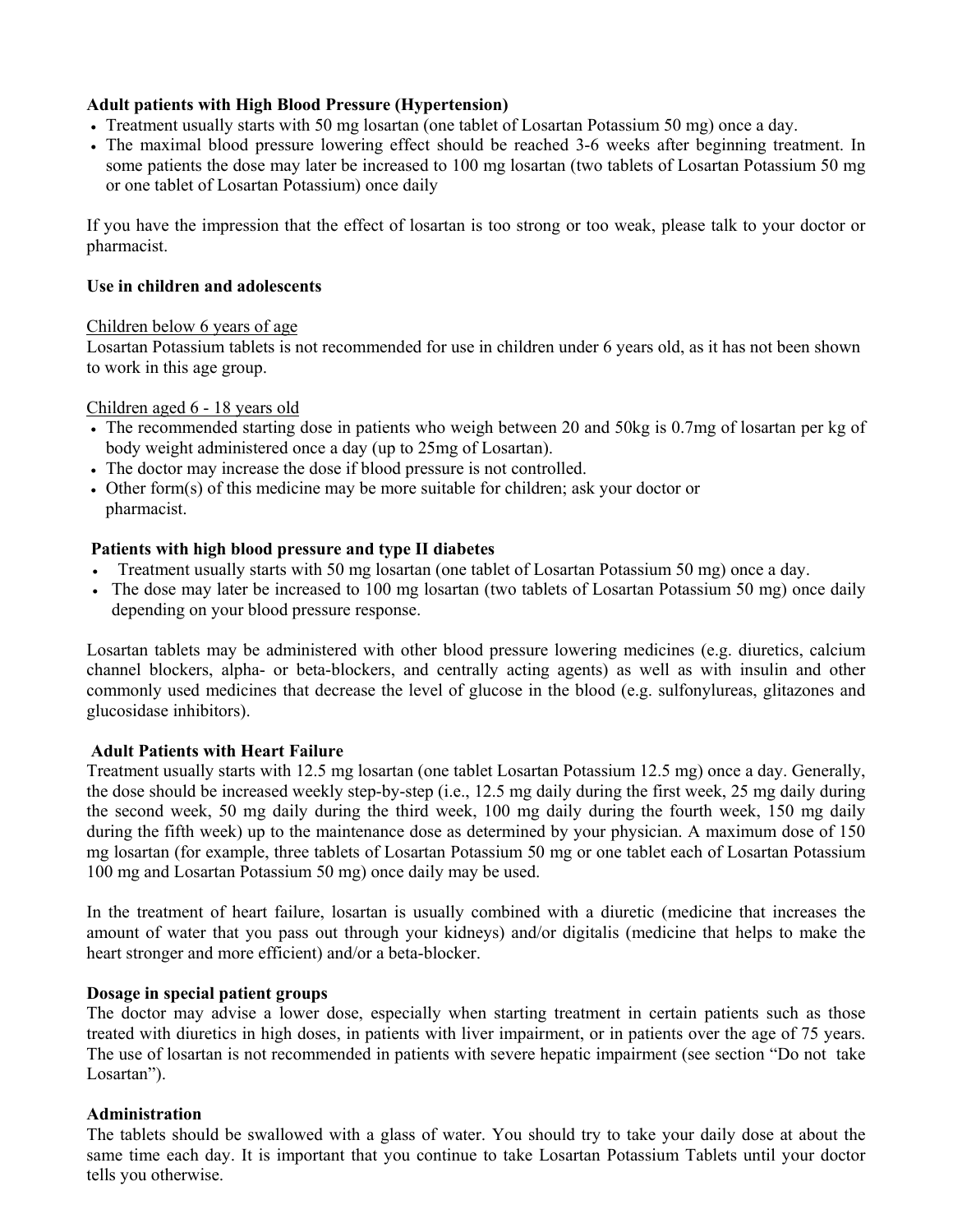**Adult patients with High Blood Pressure (Hypertension)**

- Treatment usually starts with 50 mg losartan (one tablet of Losartan Potassium 50 mg) once a day.
- The maximal blood pressure lowering effect should be reached 3-6 weeks after beginning treatment. In some patients the dose may later be increased to 100 mg losartan (two tablets of Losartan Potassium 50 mg or one tablet of Losartan Potassium) once daily

If you have the impression that the effect of losartan is too strong or too weak, please talk to your doctor or pharmacist.

**Use in children and adolescents**

Children below 6 years of age
Losartan Potassium tablets is not recommended for use in children under 6 years old, as it has not been shown to work in this age group.

Children aged 6 - 18 years old

- The recommended starting dose in patients who weigh between 20 and 50kg is 0.7mg of losartan per kg of body weight administered once a day (up to 25mg of Losartan).
- The doctor may increase the dose if blood pressure is not controlled.
- Other form(s) of this medicine may be more suitable for children; ask your doctor or pharmacist.

**Patients with high blood pressure and type II diabetes**

- Treatment usually starts with 50 mg losartan (one tablet of Losartan Potassium 50 mg) once a day.
- The dose may later be increased to 100 mg losartan (two tablets of Losartan Potassium 50 mg) once daily depending on your blood pressure response.

Losartan tablets may be administered with other blood pressure lowering medicines (e.g. diuretics, calcium channel blockers, alpha- or beta-blockers, and centrally acting agents) as well as with insulin and other commonly used medicines that decrease the level of glucose in the blood (e.g. sulfonylureas, glitazones and glucosidase inhibitors).

**Adult Patients with Heart Failure**

Treatment usually starts with 12.5 mg losartan (one tablet Losartan Potassium 12.5 mg) once a day. Generally, the dose should be increased weekly step-by-step (i.e., 12.5 mg daily during the first week, 25 mg daily during the second week, 50 mg daily during the third week, 100 mg daily during the fourth week, 150 mg daily during the fifth week) up to the maintenance dose as determined by your physician. A maximum dose of 150 mg losartan (for example, three tablets of Losartan Potassium 50 mg or one tablet each of Losartan Potassium 100 mg and Losartan Potassium 50 mg) once daily may be used.

In the treatment of heart failure, losartan is usually combined with a diuretic (medicine that increases the amount of water that you pass out through your kidneys) and/or digitalis (medicine that helps to make the heart stronger and more efficient) and/or a beta-blocker.

**Dosage in special patient groups**

The doctor may advise a lower dose, especially when starting treatment in certain patients such as those treated with diuretics in high doses, in patients with liver impairment, or in patients over the age of 75 years. The use of losartan is not recommended in patients with severe hepatic impairment (see section "Do not take Losartan").

**Administration**

The tablets should be swallowed with a glass of water. You should try to take your daily dose at about the same time each day. It is important that you continue to take Losartan Potassium Tablets until your doctor tells you otherwise.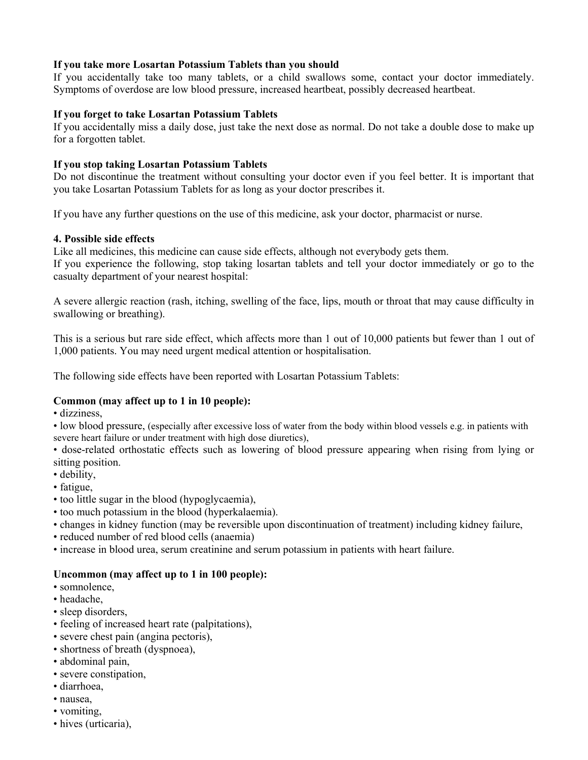**If you take more Losartan Potassium Tablets than you should**
If you accidentally take too many tablets, or a child swallows some, contact your doctor immediately. Symptoms of overdose are low blood pressure, increased heartbeat, possibly decreased heartbeat.

**If you forget to take Losartan Potassium Tablets**
If you accidentally miss a daily dose, just take the next dose as normal. Do not take a double dose to make up for a forgotten tablet.

**If you stop taking Losartan Potassium Tablets**
Do not discontinue the treatment without consulting your doctor even if you feel better. It is important that you take Losartan Potassium Tablets for as long as your doctor prescribes it.

If you have any further questions on the use of this medicine, ask your doctor, pharmacist or nurse.

## 4. Possible side effects

Like all medicines, this medicine can cause side effects, although not everybody gets them.
If you experience the following, stop taking losartan tablets and tell your doctor immediately or go to the casualty department of your nearest hospital:

A severe allergic reaction (rash, itching, swelling of the face, lips, mouth or throat that may cause difficulty in swallowing or breathing).

This is a serious but rare side effect, which affects more than 1 out of 10,000 patients but fewer than 1 out of 1,000 patients. You may need urgent medical attention or hospitalisation.

The following side effects have been reported with Losartan Potassium Tablets:

**Common (may affect up to 1 in 10 people):**

- dizziness,
- low blood pressure, (especially after excessive loss of water from the body within blood vessels e.g. in patients with severe heart failure or under treatment with high dose diuretics),
- dose-related orthostatic effects such as lowering of blood pressure appearing when rising from lying or sitting position.
- debility,
- fatigue,
- too little sugar in the blood (hypoglycaemia),
- too much potassium in the blood (hyperkalaemia).
- changes in kidney function (may be reversible upon discontinuation of treatment) including kidney failure,
- reduced number of red blood cells (anaemia)
- increase in blood urea, serum creatinine and serum potassium in patients with heart failure.

**Uncommon (may affect up to 1 in 100 people):**

- somnolence,
- headache,
- sleep disorders,
- feeling of increased heart rate (palpitations),
- severe chest pain (angina pectoris),
- shortness of breath (dyspnoea),
- abdominal pain,
- severe constipation,
- diarrhoea,
- nausea,
- vomiting,
- hives (urticaria),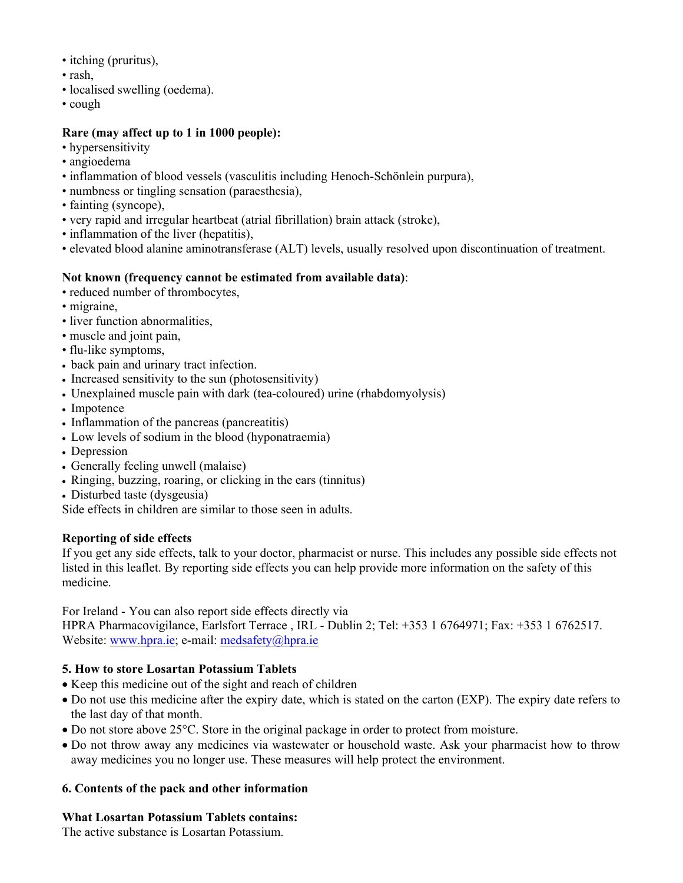- itching (pruritus),
- rash,
- localised swelling (oedema).
- cough

**Rare (may affect up to 1 in 1000 people):**

- hypersensitivity
- angioedema
- inflammation of blood vessels (vasculitis including Henoch-Schönlein purpura),
- numbness or tingling sensation (paraesthesia),
- fainting (syncope),
- very rapid and irregular heartbeat (atrial fibrillation) brain attack (stroke),
- inflammation of the liver (hepatitis),
- elevated blood alanine aminotransferase (ALT) levels, usually resolved upon discontinuation of treatment.

**Not known (frequency cannot be estimated from available data)**:

- reduced number of thrombocytes,
- migraine,
- liver function abnormalities,
- muscle and joint pain,
- flu-like symptoms,
- back pain and urinary tract infection.
- Increased sensitivity to the sun (photosensitivity)
- Unexplained muscle pain with dark (tea-coloured) urine (rhabdomyolysis)
- Impotence
- Inflammation of the pancreas (pancreatitis)
- Low levels of sodium in the blood (hyponatraemia)
- Depression
- Generally feeling unwell (malaise)
- Ringing, buzzing, roaring, or clicking in the ears (tinnitus)
- Disturbed taste (dysgeusia)

Side effects in children are similar to those seen in adults.

**Reporting of side effects**

If you get any side effects, talk to your doctor, pharmacist or nurse. This includes any possible side effects not listed in this leaflet. By reporting side effects you can help provide more information on the safety of this medicine.

For Ireland - You can also report side effects directly via
HPRA Pharmacovigilance, Earlsfort Terrace , IRL - Dublin 2; Tel: +353 1 6764971; Fax: +353 1 6762517.
Website: www.hpra.ie; e-mail: medsafety@hpra.ie

## 5. How to store Losartan Potassium Tablets

- Keep this medicine out of the sight and reach of children
- Do not use this medicine after the expiry date, which is stated on the carton (EXP). The expiry date refers to the last day of that month.
- Do not store above 25°C. Store in the original package in order to protect from moisture.
- Do not throw away any medicines via wastewater or household waste. Ask your pharmacist how to throw away medicines you no longer use. These measures will help protect the environment.

## 6. Contents of the pack and other information

**What Losartan Potassium Tablets contains:**

The active substance is Losartan Potassium.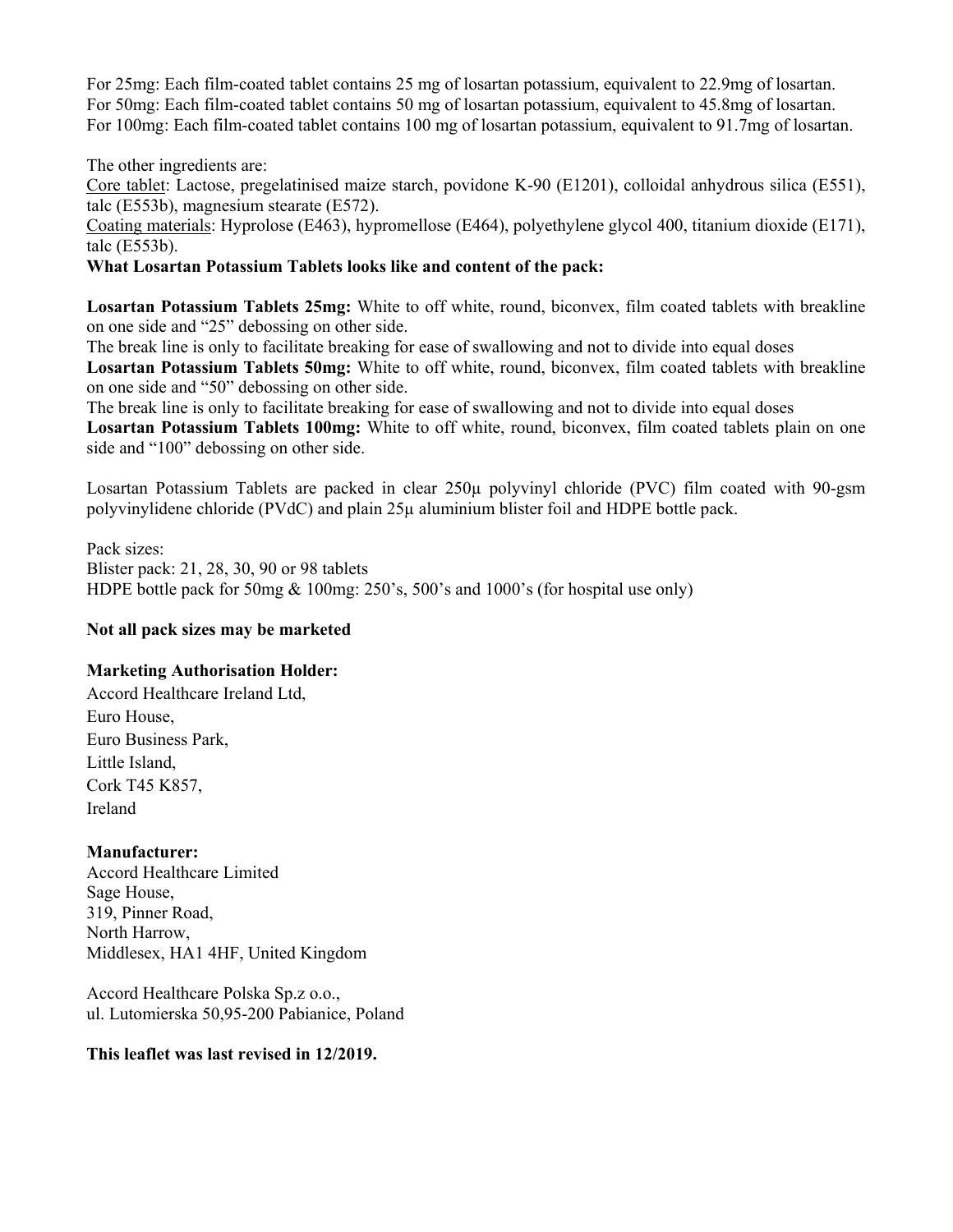For 25mg: Each film-coated tablet contains 25 mg of losartan potassium, equivalent to 22.9mg of losartan.
For 50mg: Each film-coated tablet contains 50 mg of losartan potassium, equivalent to 45.8mg of losartan.
For 100mg: Each film-coated tablet contains 100 mg of losartan potassium, equivalent to 91.7mg of losartan.

The other ingredients are:
Core tablet: Lactose, pregelatinised maize starch, povidone K-90 (E1201), colloidal anhydrous silica (E551), talc (E553b), magnesium stearate (E572).
Coating materials: Hyprolose (E463), hypromellose (E464), polyethylene glycol 400, titanium dioxide (E171), talc (E553b).

**What Losartan Potassium Tablets looks like and content of the pack:**

**Losartan Potassium Tablets 25mg:** White to off white, round, biconvex, film coated tablets with breakline on one side and “25” debossing on other side.
The break line is only to facilitate breaking for ease of swallowing and not to divide into equal doses
**Losartan Potassium Tablets 50mg:** White to off white, round, biconvex, film coated tablets with breakline on one side and “50” debossing on other side.
The break line is only to facilitate breaking for ease of swallowing and not to divide into equal doses
**Losartan Potassium Tablets 100mg:** White to off white, round, biconvex, film coated tablets plain on one side and “100” debossing on other side.

Losartan Potassium Tablets are packed in clear 250μ polyvinyl chloride (PVC) film coated with 90-gsm polyvinylidene chloride (PVdC) and plain 25μ aluminium blister foil and HDPE bottle pack.

Pack sizes:
Blister pack: 21, 28, 30, 90 or 98 tablets
HDPE bottle pack for 50mg & 100mg: 250’s, 500’s and 1000’s (for hospital use only)

**Not all pack sizes may be marketed**

**Marketing Authorisation Holder:**
Accord Healthcare Ireland Ltd,
Euro House,
Euro Business Park,
Little Island,
Cork T45 K857,
Ireland

**Manufacturer:**
Accord Healthcare Limited
Sage House,
319, Pinner Road,
North Harrow,
Middlesex, HA1 4HF, United Kingdom

Accord Healthcare Polska Sp.z o.o.,
ul. Lutomierska 50,95-200 Pabianice, Poland

**This leaflet was last revised in 12/2019.**